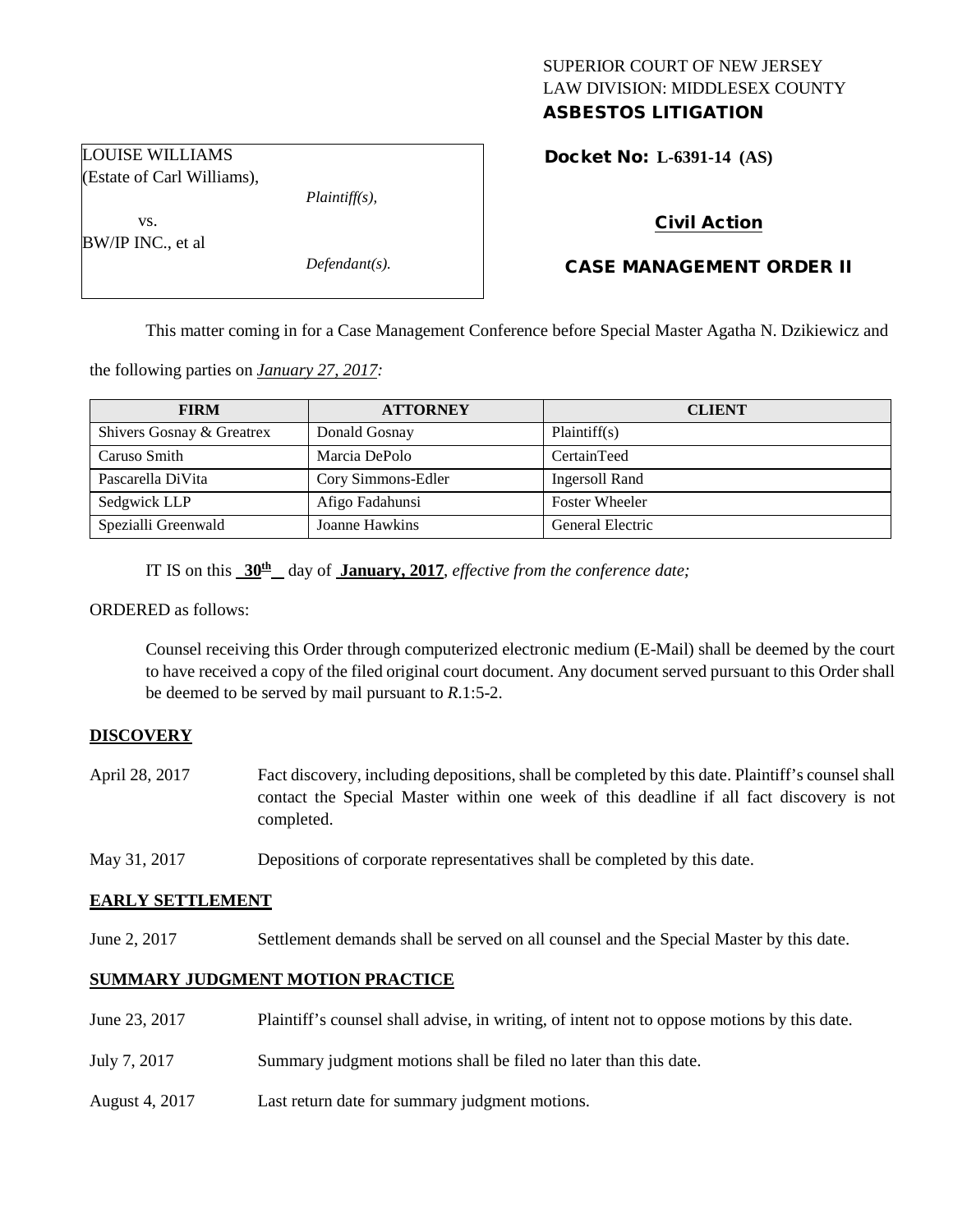SUPERIOR COURT OF NEW JERSEY
LAW DIVISION: MIDDLESEX COUNTY
**ASBESTOS LITIGATION**

LOUISE WILLIAMS
(Estate of Carl Williams),
*Plaintiff(s),*
vs.
BW/IP INC., et al
*Defendant(s).*

**Docket No: L-6391-14 (AS)**

**Civil Action**

**CASE MANAGEMENT ORDER II**

This matter coming in for a Case Management Conference before Special Master Agatha N. Dzikiewicz and the following parties on *January 27, 2017:*

| FIRM | ATTORNEY | CLIENT |
|---|---|---|
| Shivers Gosnay & Greatrex | Donald Gosnay | Plaintiff(s) |
| Caruso Smith | Marcia DePolo | CertainTeed |
| Pascarella DiVita | Cory Simmons-Edler | Ingersoll Rand |
| Sedgwick LLP | Afigo Fadahunsi | Foster Wheeler |
| Spezialli Greenwald | Joanne Hawkins | General Electric |

IT IS on this **30th** day of **January, 2017**, *effective from the conference date;*

ORDERED as follows:

Counsel receiving this Order through computerized electronic medium (E-Mail) shall be deemed by the court to have received a copy of the filed original court document. Any document served pursuant to this Order shall be deemed to be served by mail pursuant to *R*.1:5-2.

**DISCOVERY**

April 28, 2017 — Fact discovery, including depositions, shall be completed by this date. Plaintiff's counsel shall contact the Special Master within one week of this deadline if all fact discovery is not completed.

May 31, 2017 — Depositions of corporate representatives shall be completed by this date.

**EARLY SETTLEMENT**

June 2, 2017 — Settlement demands shall be served on all counsel and the Special Master by this date.

**SUMMARY JUDGMENT MOTION PRACTICE**

June 23, 2017 — Plaintiff's counsel shall advise, in writing, of intent not to oppose motions by this date.

July 7, 2017 — Summary judgment motions shall be filed no later than this date.

August 4, 2017 — Last return date for summary judgment motions.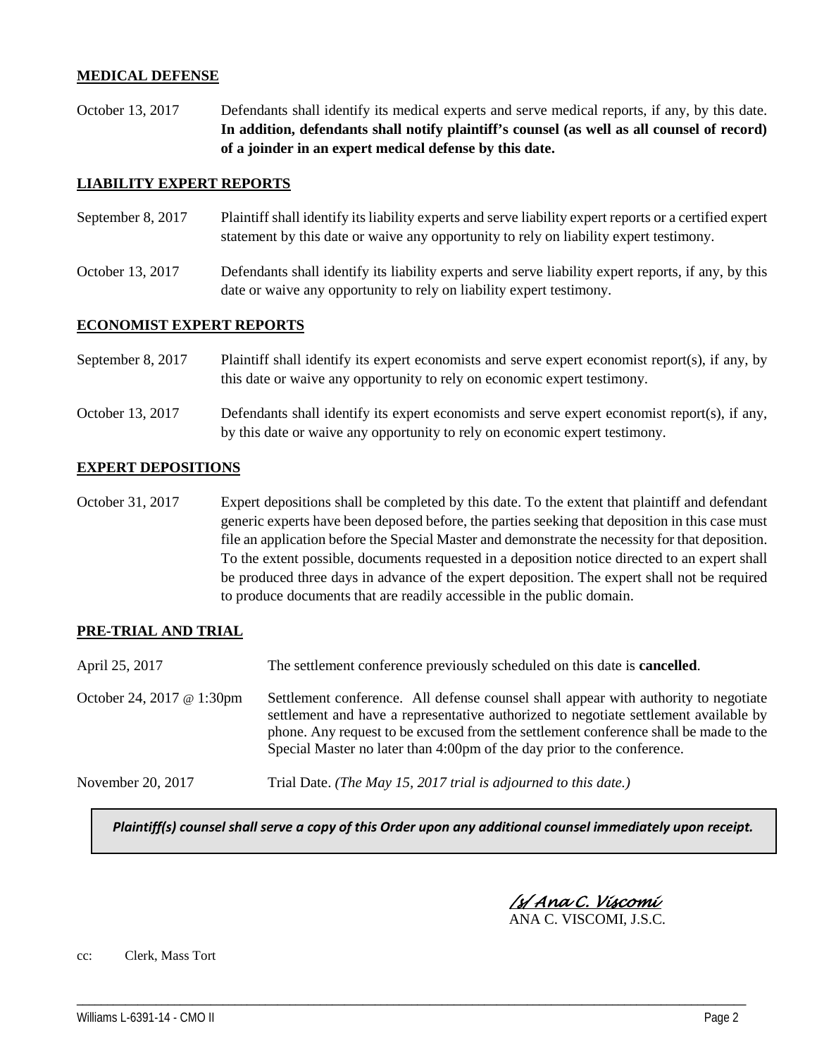**MEDICAL DEFENSE**

| | |
|---|---|
| October 13, 2017 | Defendants shall identify its medical experts and serve medical reports, if any, by this date. **In addition, defendants shall notify plaintiff's counsel (as well as all counsel of record) of a joinder in an expert medical defense by this date.** |

**LIABILITY EXPERT REPORTS**

| | |
|---|---|
| September 8, 2017 | Plaintiff shall identify its liability experts and serve liability expert reports or a certified expert statement by this date or waive any opportunity to rely on liability expert testimony. |
| October 13, 2017 | Defendants shall identify its liability experts and serve liability expert reports, if any, by this date or waive any opportunity to rely on liability expert testimony. |

**ECONOMIST EXPERT REPORTS**

| | |
|---|---|
| September 8, 2017 | Plaintiff shall identify its expert economists and serve expert economist report(s), if any, by this date or waive any opportunity to rely on economic expert testimony. |
| October 13, 2017 | Defendants shall identify its expert economists and serve expert economist report(s), if any, by this date or waive any opportunity to rely on economic expert testimony. |

**EXPERT DEPOSITIONS**

| | |
|---|---|
| October 31, 2017 | Expert depositions shall be completed by this date. To the extent that plaintiff and defendant generic experts have been deposed before, the parties seeking that deposition in this case must file an application before the Special Master and demonstrate the necessity for that deposition. To the extent possible, documents requested in a deposition notice directed to an expert shall be produced three days in advance of the expert deposition. The expert shall not be required to produce documents that are readily accessible in the public domain. |

**PRE-TRIAL AND TRIAL**

| | |
|---|---|
| April 25, 2017 | The settlement conference previously scheduled on this date is **cancelled**. |
| October 24, 2017 @ 1:30pm | Settlement conference. All defense counsel shall appear with authority to negotiate settlement and have a representative authorized to negotiate settlement available by phone. Any request to be excused from the settlement conference shall be made to the Special Master no later than 4:00pm of the day prior to the conference. |
| November 20, 2017 | Trial Date. *(The May 15, 2017 trial is adjourned to this date.)* |

***Plaintiff(s) counsel shall serve a copy of this Order upon any additional counsel immediately upon receipt.***

*/s/ Ana C. Viscomi*
ANA C. VISCOMI, J.S.C.

cc: Clerk, Mass Tort